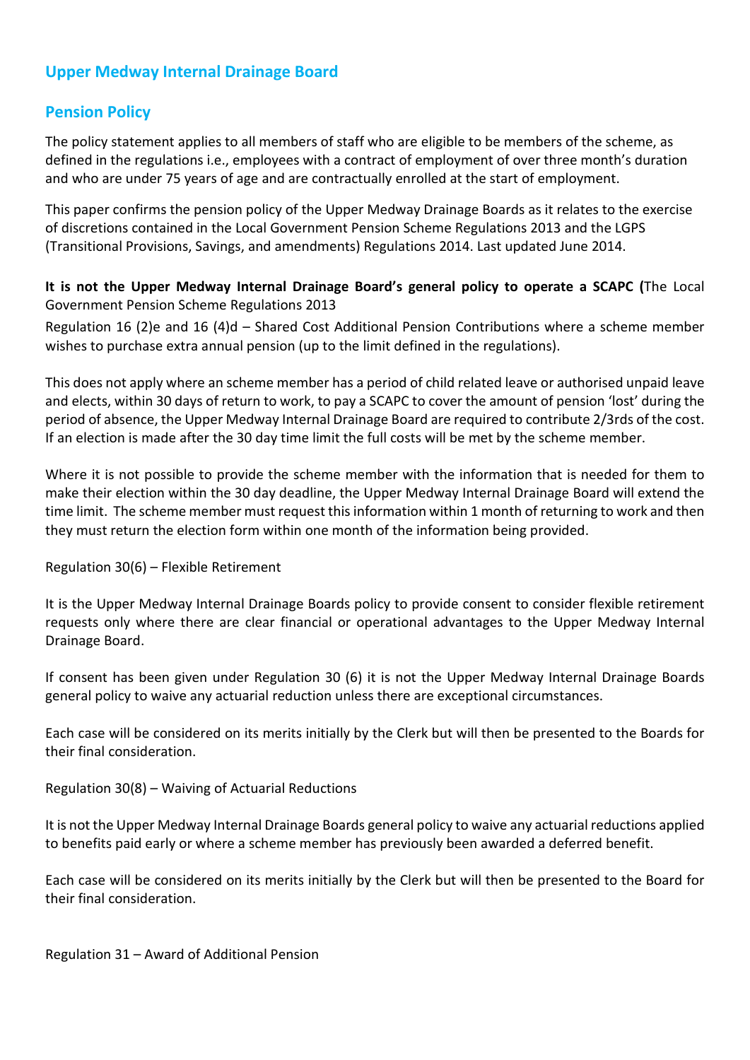## Upper Medway Internal Drainage Board

## Pension Policy

The policy statement applies to all members of staff who are eligible to be members of the scheme, as defined in the regulations i.e., employees with a contract of employment of over three month's duration and who are under 75 years of age and are contractually enrolled at the start of employment.

This paper confirms the pension policy of the Upper Medway Drainage Boards as it relates to the exercise of discretions contained in the Local Government Pension Scheme Regulations 2013 and the LGPS (Transitional Provisions, Savings, and amendments) Regulations 2014. Last updated June 2014.

**It is not the Upper Medway Internal Drainage Board's general policy to operate a SCAPC (**The Local Government Pension Scheme Regulations 2013

Regulation 16 (2)e and 16 (4)d – Shared Cost Additional Pension Contributions where a scheme member wishes to purchase extra annual pension (up to the limit defined in the regulations).

This does not apply where an scheme member has a period of child related leave or authorised unpaid leave and elects, within 30 days of return to work, to pay a SCAPC to cover the amount of pension 'lost' during the period of absence, the Upper Medway Internal Drainage Board are required to contribute 2/3rds of the cost. If an election is made after the 30 day time limit the full costs will be met by the scheme member.

Where it is not possible to provide the scheme member with the information that is needed for them to make their election within the 30 day deadline, the Upper Medway Internal Drainage Board will extend the time limit. The scheme member must request this information within 1 month of returning to work and then they must return the election form within one month of the information being provided.

Regulation 30(6) – Flexible Retirement

It is the Upper Medway Internal Drainage Boards policy to provide consent to consider flexible retirement requests only where there are clear financial or operational advantages to the Upper Medway Internal Drainage Board.

If consent has been given under Regulation 30 (6) it is not the Upper Medway Internal Drainage Boards general policy to waive any actuarial reduction unless there are exceptional circumstances.

Each case will be considered on its merits initially by the Clerk but will then be presented to the Boards for their final consideration.

Regulation 30(8) – Waiving of Actuarial Reductions

It is not the Upper Medway Internal Drainage Boards general policy to waive any actuarial reductions applied to benefits paid early or where a scheme member has previously been awarded a deferred benefit.

Each case will be considered on its merits initially by the Clerk but will then be presented to the Board for their final consideration.

Regulation 31 – Award of Additional Pension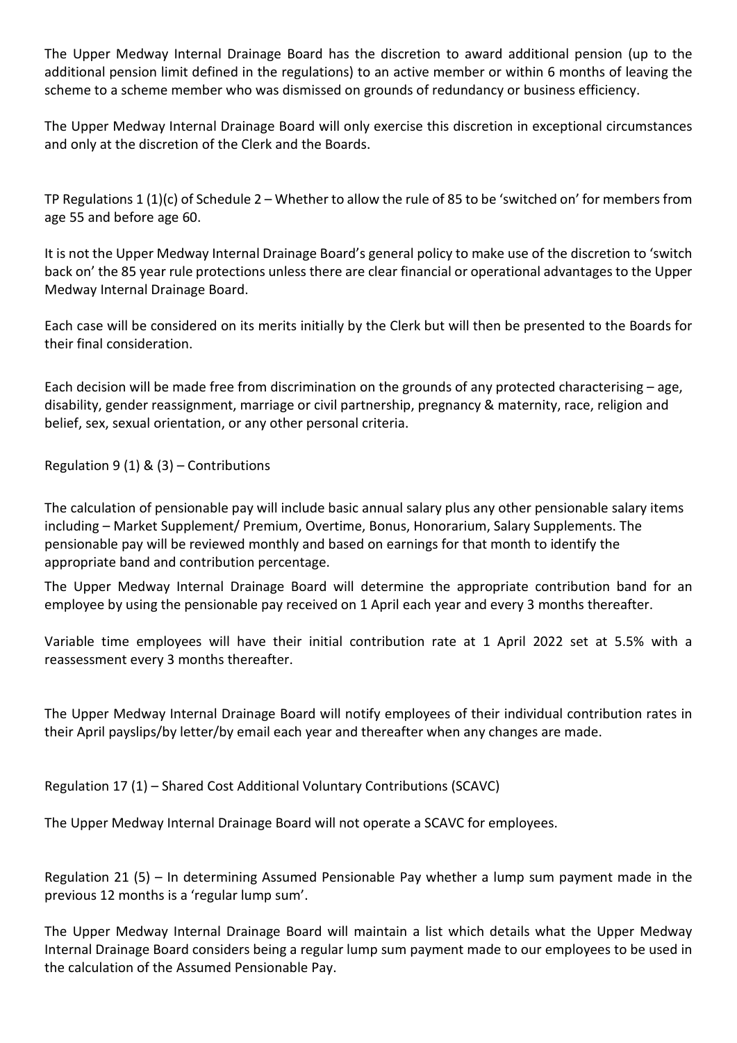The Upper Medway Internal Drainage Board has the discretion to award additional pension (up to the additional pension limit defined in the regulations) to an active member or within 6 months of leaving the scheme to a scheme member who was dismissed on grounds of redundancy or business efficiency.

The Upper Medway Internal Drainage Board will only exercise this discretion in exceptional circumstances and only at the discretion of the Clerk and the Boards.

TP Regulations 1 (1)(c) of Schedule 2 – Whether to allow the rule of 85 to be 'switched on' for members from age 55 and before age 60.

It is not the Upper Medway Internal Drainage Board's general policy to make use of the discretion to 'switch back on' the 85 year rule protections unless there are clear financial or operational advantages to the Upper Medway Internal Drainage Board.

Each case will be considered on its merits initially by the Clerk but will then be presented to the Boards for their final consideration.

Each decision will be made free from discrimination on the grounds of any protected characterising – age, disability, gender reassignment, marriage or civil partnership, pregnancy & maternity, race, religion and belief, sex, sexual orientation, or any other personal criteria.

Regulation 9 (1) & (3) – Contributions

The calculation of pensionable pay will include basic annual salary plus any other pensionable salary items including – Market Supplement/ Premium, Overtime, Bonus, Honorarium, Salary Supplements. The pensionable pay will be reviewed monthly and based on earnings for that month to identify the appropriate band and contribution percentage.

The Upper Medway Internal Drainage Board will determine the appropriate contribution band for an employee by using the pensionable pay received on 1 April each year and every 3 months thereafter.

Variable time employees will have their initial contribution rate at 1 April 2022 set at 5.5% with a reassessment every 3 months thereafter.

The Upper Medway Internal Drainage Board will notify employees of their individual contribution rates in their April payslips/by letter/by email each year and thereafter when any changes are made.

Regulation 17 (1) – Shared Cost Additional Voluntary Contributions (SCAVC)

The Upper Medway Internal Drainage Board will not operate a SCAVC for employees.

Regulation 21 (5) – In determining Assumed Pensionable Pay whether a lump sum payment made in the previous 12 months is a 'regular lump sum'.

The Upper Medway Internal Drainage Board will maintain a list which details what the Upper Medway Internal Drainage Board considers being a regular lump sum payment made to our employees to be used in the calculation of the Assumed Pensionable Pay.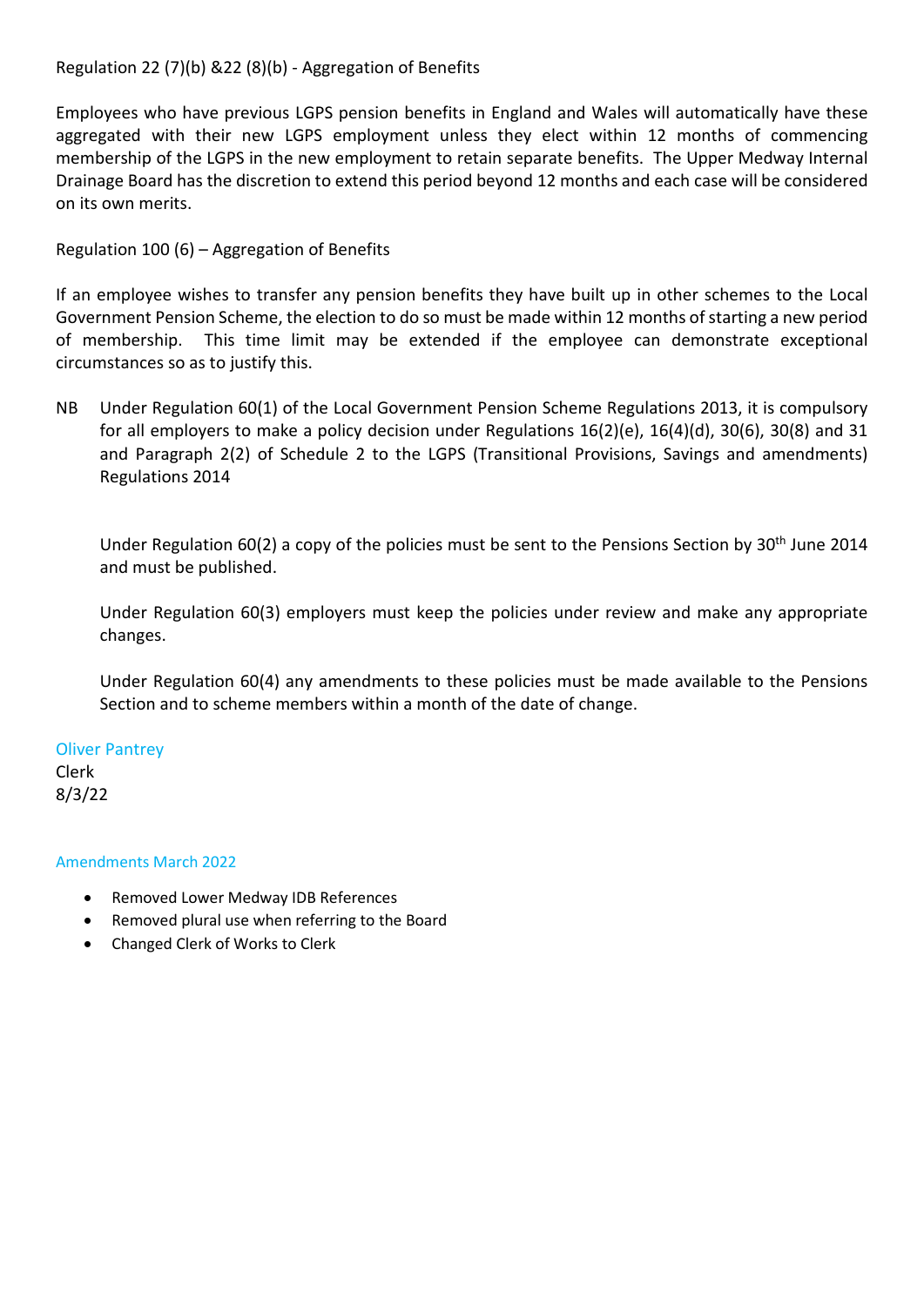Regulation 22 (7)(b) &22 (8)(b) - Aggregation of Benefits

Employees who have previous LGPS pension benefits in England and Wales will automatically have these aggregated with their new LGPS employment unless they elect within 12 months of commencing membership of the LGPS in the new employment to retain separate benefits. The Upper Medway Internal Drainage Board has the discretion to extend this period beyond 12 months and each case will be considered on its own merits.

Regulation 100 (6) – Aggregation of Benefits

If an employee wishes to transfer any pension benefits they have built up in other schemes to the Local Government Pension Scheme, the election to do so must be made within 12 months of starting a new period of membership. This time limit may be extended if the employee can demonstrate exceptional circumstances so as to justify this.

NB Under Regulation 60(1) of the Local Government Pension Scheme Regulations 2013, it is compulsory for all employers to make a policy decision under Regulations 16(2)(e), 16(4)(d), 30(6), 30(8) and 31 and Paragraph 2(2) of Schedule 2 to the LGPS (Transitional Provisions, Savings and amendments) Regulations 2014

Under Regulation 60(2) a copy of the policies must be sent to the Pensions Section by 30th June 2014 and must be published.

Under Regulation 60(3) employers must keep the policies under review and make any appropriate changes.

Under Regulation 60(4) any amendments to these policies must be made available to the Pensions Section and to scheme members within a month of the date of change.

Oliver Pantrey
Clerk
8/3/22

Amendments March 2022

- Removed Lower Medway IDB References
- Removed plural use when referring to the Board
- Changed Clerk of Works to Clerk